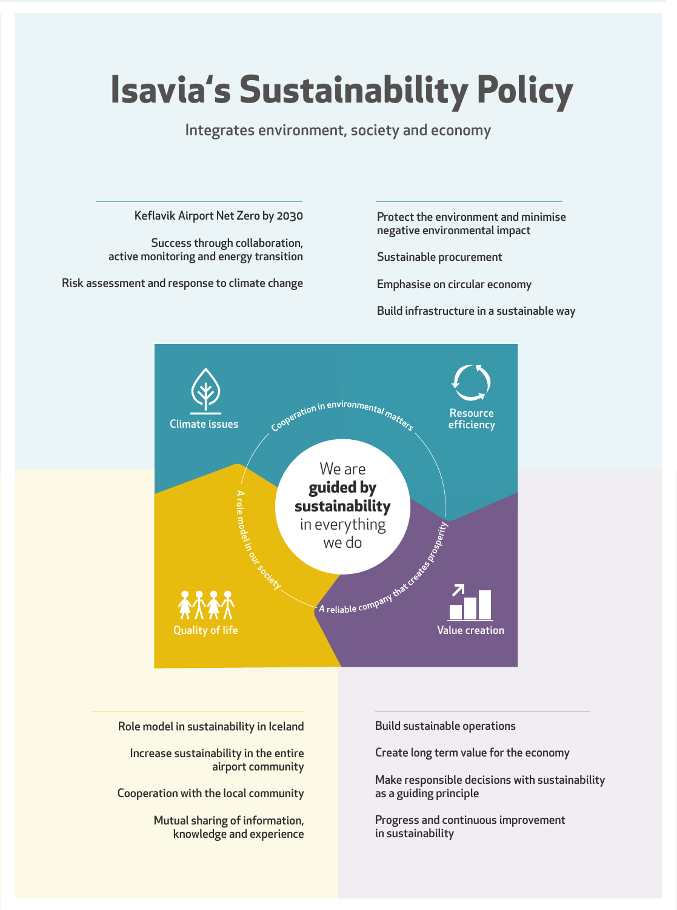# Isavia's Sustainability Policy

Integrates environment, society and economy

Keflavik Airport Net Zero by 2030

Success through collaboration, active monitoring and energy transition

Risk assessment and response to climate change

Protect the environment and minimise negative environmental impact

Sustainable procurement

Emphasise on circular economy

Build infrastructure in a sustainable way

Climate issues

Resource efficiency

Cooperation in environmental matters

We are **guided by sustainability** in everything we do

A role model in our society

A reliable company that creates prosperity

Quality of life

Value creation

Role model in sustainability in Iceland

Increase sustainability in the entire airport community

Cooperation with the local community

Mutual sharing of information, knowledge and experience

Build sustainable operations

Create long term value for the economy

Make responsible decisions with sustainability as a guiding principle

Progress and continuous improvement in sustainability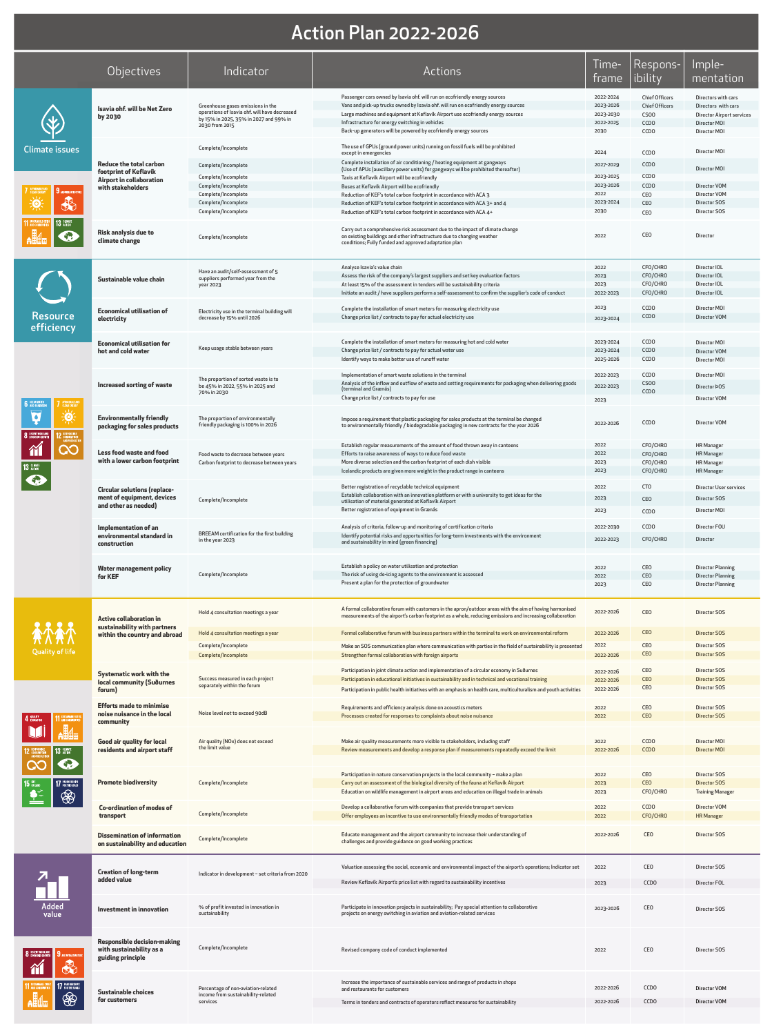# Action Plan 2022-2026

| | Objectives | Indicator | Actions | Time-frame | Respons-ibility | Imple-mentation |
|---|---|---|---|---|---|---|
| **Climate issues** | **Isavia ohf. will be Net Zero by 2030** | Greenhouse gases emissions in the operations of Isavia ohf. will have decreased by 15% in 2025, 35% in 2027 and 99% in 2030 from 2015 | Passenger cars owned by Isavia ohf. will run on ecofriendly energy sources | 2022-2024 | Chief Officers | Directors with cars |
| | | | Vans and pick-up trucks owned by Isavia ohf. will run on ecofriendly energy sources | 2023-2026 | Chief Officers | Directors with cars |
| | | | Large machines and equipment at Keflavík Airport use ecofriendly energy sources | 2023-2030 | CSOO | Director Airport services |
| | | | Infrastructure for energy switching in vehicles | 2022-2025 | CCDO | Director MOI |
| | | | Back-up generators will be powered by ecofriendly energy sources | 2030 | CCDO | Director MOI |
| | **Reduce the total carbon footprint of Keflavik Airport in collaboration with stakeholders** | Complete/Incomplete | The use of GPUs (ground power units) running on fossil fuels will be prohibited except in emergencies | 2024 | CCDO | Director MOI |
| | | Complete/Incomplete | Complete installation of air conditioning / heating equipment at gangways (Use of APUs (auxcillary power units) for gangways will be prohibited thereafter) | 2027-2029 | CCDO | Director MOI |
| | | Complete/Incomplete | Taxis at Keflavik Airport will be ecofriendly | 2023-2025 | CCDO | |
| | | Complete/Incomplete | Buses at Keflavik Airport will be ecofriendly | 2023-2026 | CCDO | Director VOM |
| | | Complete/Incomplete | Reduction of KEF's total carbon footprint in accordance with ACA 3 | 2022 | CEO | Director VOM |
| | | Complete/Incomplete | Reduction of KEF's total carbon footprint in accordance with ACA 3+ and 4 | 2023-2024 | CEO | Director SOS |
| | | Complete/Incomplete | Reduction of KEF's total carbon footprint in accordance with ACA 4+ | 2030 | CEO | Director SOS |
| | **Risk analysis due to climate change** | Complete/Incomplete | Carry out a comprehensive risk assessment due to the impact of climate change on existing buildings and other infrastructure due to changing weather conditions; Fully funded and approved adaptation plan | 2022 | CEO | Director |
| **Resource efficiency** | **Sustainable value chain** | Have an audit/self-assessment of 5 suppliers performed year from the year 2023 | Analyse Isavia's value chain | 2022 | CFO/CHRO | Director IOL |
| | | | Assess the risk of the company's largest suppliers and set key evaluation factors | 2023 | CFO/CHRO | Director IOL |
| | | | At least 15% of the assessment in tenders will be sustainability criteria | 2023 | CFO/CHRO | Director IOL |
| | | | Initiate an audit / have suppliers perform a self-assessment to confirm the supplier's code of conduct | 2022-2023 | CFO/CHRO | Director IOL |
| | **Economical utilisation of electricity** | Electricity use in the terminal building will decrease by 15% until 2026 | Complete the installation of smart meters for measuring electricity use | 2023 | CCDO | Director MOI |
| | | | Change price list / contracts to pay for actual electricity use | 2023-2024 | CCDO | Director VOM |
| | **Economical utilisation for hot and cold water** | Keep usage stable between years | Complete the installation of smart meters for measuring hot and cold water | 2023-2024 | CCDO | Director MOI |
| | | | Change price list / contracts to pay for actual water use | 2023-2024 | CCDO | Director VOM |
| | | | Identify ways to make better use of runoff water | 2025-2026 | CCDO | Director MOI |
| | **Increased sorting of waste** | The proportion of sorted waste is to be 45% in 2022, 55% in 2025 and 70% in 2030 | Implementation of smart waste solutions in the terminal | 2022-2023 | CCDO | Director MOI |
| | | | Analysis of the inflow and outflow of waste and setting requirements for packaging when delivering goods (terminal and Grænás) | 2022-2023 | CSOO CCDO | Director POS |
| | | | Change price list / contracts to pay for use | 2023 | | Director VOM |
| | **Environmentally friendly packaging for sales products** | The proportion of environmentally friendly packaging is 100% in 2026 | Impose a requirement that plastic packaging for sales products at the terminal be changed to environmentally friendly / biodegradable packaging in new contracts for the year 2026 | 2022-2026 | CCDO | Director VOM |
| | **Less food waste and food with a lower carbon footprint** | Food waste to decrease between years Carbon footprint to decrease between years | Establish regular measurements of the amount of food thrown away in canteens | 2022 | CFO/CHRO | HR Manager |
| | | | Efforts to raise awareness of ways to reduce food waste | 2022 | CFO/CHRO | HR Manager |
| | | | More diverse selection and the carbon footprint of each dish visible | 2023 | CFO/CHRO | HR Manager |
| | | | Icelandic products are given more weight in the product range in canteens | 2023 | CFO/CHRO | HR Manager |
| | **Circular solutions (replacement of equipment, devices and other as needed)** | Complete/Incomplete | Better registration of recyclable technical equipment | 2022 | CTO | Director User services |
| | | | Establish collaboration with an innovation platform or with a university to get ideas for the utilisation of material generated at Keflavík Airport | 2023 | CEO | Director SOS |
| | | | Better registration of equipment in Grænás | 2023 | CCDO | Director MOI |
| | **Implementation of an environmental standard in construction** | BREEAM certification for the first building in the year 2023 | Analysis of criteria, follow-up and monitoring of certification criteria | 2022-2030 | CCDO | Director FOU |
| | | | Identify potential risks and opportunities for long-term investments with the environment and sustainability in mind (green financing) | 2022-2023 | CFO/CHRO | Director |
| | **Water management policy for KEF** | Complete/Incomplete | Establish a policy on water utilisation and protection | 2022 | CEO | Director Planning |
| | | | The risk of using de-icing agents to the environment is assessed | 2022 | CEO | Director Planning |
| | | | Present a plan for the protection of groundwater | 2023 | CEO | Director Planning |
| **Quality of life** | **Active collaboration in sustainability with partners within the country and abroad** | Hold 4 consultation meetings a year | A formal collaborative forum with customers in the apron/outdoor areas with the aim of having harmonised measurements of the airport's carbon footprint as a whole, reducing emissions and increasing collaboration | 2022-2026 | CEO | Director SOS |
| | | Hold 4 consultation meetings a year | Formal collaborative forum with business partners within the terminal to work on environmental reform | 2022-2026 | CEO | Director SOS |
| | | Complete/Incomplete | Make an SOS communication plan where communication with parties in the field of sustainability is presented | 2022 | CEO | Director SOS |
| | | Complete/Incomplete | Strengthen formal collaboration with foreign airports | 2022-2026 | CEO | Director SOS |
| | **Systematic work with the local community (Suðurnes forum)** | Success measured in each project separately within the forum | Participation in joint climate action and implementation of a circular economy in Suðurnes | 2022-2026 | CEO | Director SOS |
| | | | Participation in educational initiatives in sustainability and in technical and vocational training | 2022-2026 | CEO | Director SOS |
| | | | Participation in public health initiatives with an emphasis on health care, multiculturalism and youth activities | 2022-2026 | CEO | Director SOS |
| | **Efforts made to minimise noise nuisance in the local community** | Noise level not to exceed 90dB | Requirements and efficiency analysis done on acoustics meters | 2022 | CEO | Director SOS |
| | | | Processes created for responses to complaints about noise nuisance | 2022 | CEO | Director SOS |
| | **Good air quality for local residents and airport staff** | Air quality (NOx) does not exceed the limit value | Make air quality measurements more visible to stakeholders, including staff | 2022 | CCDO | Director MOI |
| | | | Review measurements and develop a response plan if measurements repeatedly exceed the limit | 2022-2026 | CCDO | Director MOI |
| | **Promote biodiversity** | Complete/Incomplete | Participation in nature conservation projects in the local community – make a plan | 2022 | CEO | Director SOS |
| | | | Carry out an assessment of the biological diversity of the fauna at Keflavík Airport | 2023 | CEO | Director SOS |
| | | | Education on wildlife management in airport areas and education on illegal trade in animals | 2023 | CFO/CHRO | Training Manager |
| | **Co-ordination of modes of transport** | Complete/Incomplete | Develop a collaborative forum with companies that provide transport services | 2022 | CCDO | Director VOM |
| | | | Offer employees an incentive to use environmentally friendly modes of transportation | 2022 | CFO/CHRO | HR Manager |
| | **Dissemination of information on sustainability and education** | Complete/Incomplete | Educate management and the airport community to increase their understanding of challenges and provide guidance on good working practices | 2022-2026 | CEO | Director SOS |
| **Added value** | **Creation of long-term added value** | Indicator in development – set criteria from 2020 | Valuation assessing the social, economic and environmental impact of the airport's operations; Indicator set | 2022 | CEO | Director SOS |
| | | | Review Keflavík Airport's price list with regard to sustainability incentives | 2023 | CCDO | Director FOL |
| | **Investment in innovation** | % of profit invested in innovation in sustainability | Participate in innovation projects in sustainability; Pay special attention to collaborative projects on energy switching in aviation and aviation-related services | 2023-2026 | CEO | Director SOS |
| | **Responsible decision-making with sustainability as a guiding principle** | Complete/Incomplete | Revised company code of conduct implemented | 2022 | CEO | Director SOS |
| | **Sustainable choices for customers** | Percentage of non-aviation-related income from sustainability-related services | Increase the importance of sustainable services and range of products in shops and restaurants for customers | 2022-2026 | CCDO | Director VOM |
| | | | Terms in tenders and contracts of operators reflect measures for sustainability | 2022-2026 | CCDO | Director VOM |